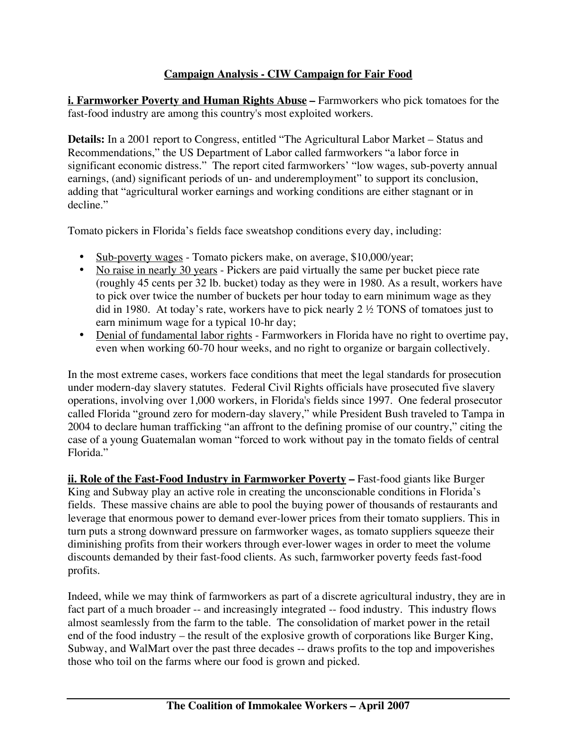# Campaign Analysis - CIW Campaign for Fair Food

**i. Farmworker Poverty and Human Rights Abuse –** Farmworkers who pick tomatoes for the fast-food industry are among this country's most exploited workers.

**Details:** In a 2001 report to Congress, entitled "The Agricultural Labor Market – Status and Recommendations," the US Department of Labor called farmworkers "a labor force in significant economic distress." The report cited farmworkers' "low wages, sub-poverty annual earnings, (and) significant periods of un- and underemployment" to support its conclusion, adding that "agricultural worker earnings and working conditions are either stagnant or in decline."

Tomato pickers in Florida's fields face sweatshop conditions every day, including:

- Sub-poverty wages - Tomato pickers make, on average, $10,000/year;
- No raise in nearly 30 years - Pickers are paid virtually the same per bucket piece rate (roughly 45 cents per 32 lb. bucket) today as they were in 1980. As a result, workers have to pick over twice the number of buckets per hour today to earn minimum wage as they did in 1980. At today's rate, workers have to pick nearly 2 ½ TONS of tomatoes just to earn minimum wage for a typical 10-hr day;
- Denial of fundamental labor rights - Farmworkers in Florida have no right to overtime pay, even when working 60-70 hour weeks, and no right to organize or bargain collectively.

In the most extreme cases, workers face conditions that meet the legal standards for prosecution under modern-day slavery statutes. Federal Civil Rights officials have prosecuted five slavery operations, involving over 1,000 workers, in Florida's fields since 1997. One federal prosecutor called Florida "ground zero for modern-day slavery," while President Bush traveled to Tampa in 2004 to declare human trafficking "an affront to the defining promise of our country," citing the case of a young Guatemalan woman "forced to work without pay in the tomato fields of central Florida."

**ii. Role of the Fast-Food Industry in Farmworker Poverty –** Fast-food giants like Burger King and Subway play an active role in creating the unconscionable conditions in Florida's fields. These massive chains are able to pool the buying power of thousands of restaurants and leverage that enormous power to demand ever-lower prices from their tomato suppliers. This in turn puts a strong downward pressure on farmworker wages, as tomato suppliers squeeze their diminishing profits from their workers through ever-lower wages in order to meet the volume discounts demanded by their fast-food clients. As such, farmworker poverty feeds fast-food profits.

Indeed, while we may think of farmworkers as part of a discrete agricultural industry, they are in fact part of a much broader -- and increasingly integrated -- food industry. This industry flows almost seamlessly from the farm to the table. The consolidation of market power in the retail end of the food industry – the result of the explosive growth of corporations like Burger King, Subway, and WalMart over the past three decades -- draws profits to the top and impoverishes those who toil on the farms where our food is grown and picked.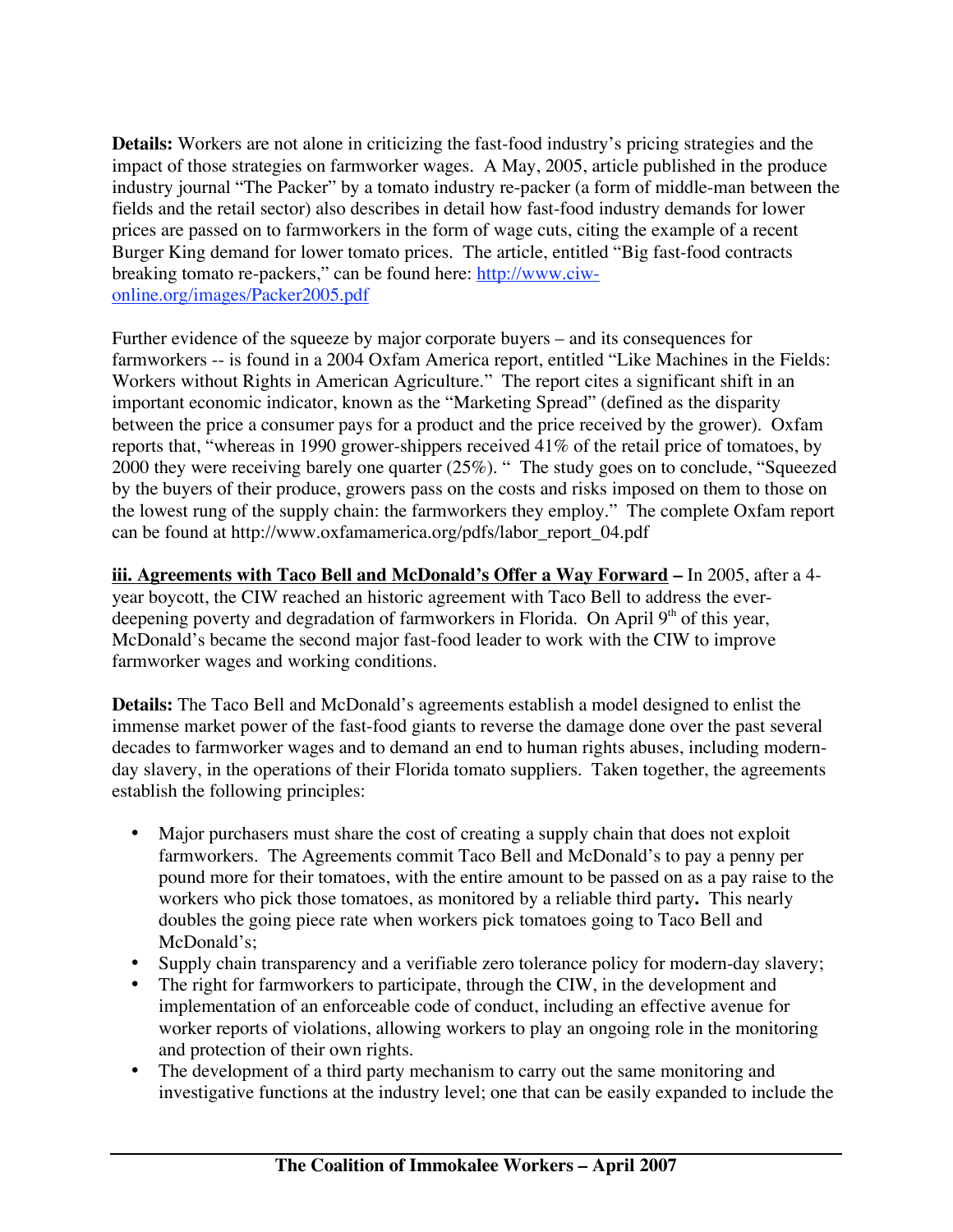**Details:** Workers are not alone in criticizing the fast-food industry's pricing strategies and the impact of those strategies on farmworker wages. A May, 2005, article published in the produce industry journal "The Packer" by a tomato industry re-packer (a form of middle-man between the fields and the retail sector) also describes in detail how fast-food industry demands for lower prices are passed on to farmworkers in the form of wage cuts, citing the example of a recent Burger King demand for lower tomato prices. The article, entitled "Big fast-food contracts breaking tomato re-packers," can be found here: [http://www.ciw-online.org/images/Packer2005.pdf](http://www.ciw-online.org/images/Packer2005.pdf)

Further evidence of the squeeze by major corporate buyers – and its consequences for farmworkers -- is found in a 2004 Oxfam America report, entitled "Like Machines in the Fields: Workers without Rights in American Agriculture." The report cites a significant shift in an important economic indicator, known as the "Marketing Spread" (defined as the disparity between the price a consumer pays for a product and the price received by the grower). Oxfam reports that, "whereas in 1990 grower-shippers received 41% of the retail price of tomatoes, by 2000 they were receiving barely one quarter (25%). " The study goes on to conclude, "Squeezed by the buyers of their produce, growers pass on the costs and risks imposed on them to those on the lowest rung of the supply chain: the farmworkers they employ." The complete Oxfam report can be found at http://www.oxfamamerica.org/pdfs/labor_report_04.pdf

**<u>iii. Agreements with Taco Bell and McDonald's Offer a Way Forward</u> –** In 2005, after a 4-year boycott, the CIW reached an historic agreement with Taco Bell to address the ever-deepening poverty and degradation of farmworkers in Florida. On April 9th of this year, McDonald's became the second major fast-food leader to work with the CIW to improve farmworker wages and working conditions.

**Details:** The Taco Bell and McDonald's agreements establish a model designed to enlist the immense market power of the fast-food giants to reverse the damage done over the past several decades to farmworker wages and to demand an end to human rights abuses, including modern-day slavery, in the operations of their Florida tomato suppliers. Taken together, the agreements establish the following principles:

- Major purchasers must share the cost of creating a supply chain that does not exploit farmworkers. The Agreements commit Taco Bell and McDonald's to pay a penny per pound more for their tomatoes, with the entire amount to be passed on as a pay raise to the workers who pick those tomatoes, as monitored by a reliable third party**.** This nearly doubles the going piece rate when workers pick tomatoes going to Taco Bell and McDonald's;
- Supply chain transparency and a verifiable zero tolerance policy for modern-day slavery;
- The right for farmworkers to participate, through the CIW, in the development and implementation of an enforceable code of conduct, including an effective avenue for worker reports of violations, allowing workers to play an ongoing role in the monitoring and protection of their own rights.
- The development of a third party mechanism to carry out the same monitoring and investigative functions at the industry level; one that can be easily expanded to include the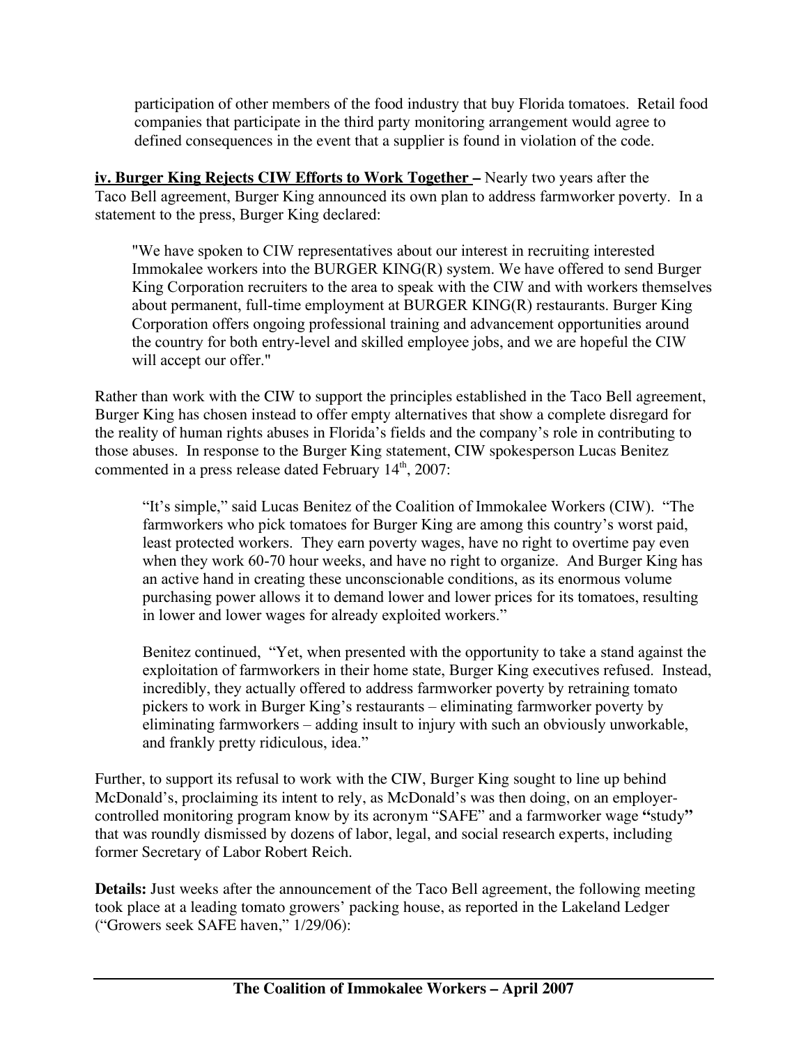participation of other members of the food industry that buy Florida tomatoes. Retail food companies that participate in the third party monitoring arrangement would agree to defined consequences in the event that a supplier is found in violation of the code.

**iv. Burger King Rejects CIW Efforts to Work Together –** Nearly two years after the Taco Bell agreement, Burger King announced its own plan to address farmworker poverty. In a statement to the press, Burger King declared:

> "We have spoken to CIW representatives about our interest in recruiting interested Immokalee workers into the BURGER KING(R) system. We have offered to send Burger King Corporation recruiters to the area to speak with the CIW and with workers themselves about permanent, full-time employment at BURGER KING(R) restaurants. Burger King Corporation offers ongoing professional training and advancement opportunities around the country for both entry-level and skilled employee jobs, and we are hopeful the CIW will accept our offer."

Rather than work with the CIW to support the principles established in the Taco Bell agreement, Burger King has chosen instead to offer empty alternatives that show a complete disregard for the reality of human rights abuses in Florida's fields and the company's role in contributing to those abuses. In response to the Burger King statement, CIW spokesperson Lucas Benitez commented in a press release dated February 14th, 2007:

> "It's simple," said Lucas Benitez of the Coalition of Immokalee Workers (CIW). "The farmworkers who pick tomatoes for Burger King are among this country's worst paid, least protected workers. They earn poverty wages, have no right to overtime pay even when they work 60-70 hour weeks, and have no right to organize. And Burger King has an active hand in creating these unconscionable conditions, as its enormous volume purchasing power allows it to demand lower and lower prices for its tomatoes, resulting in lower and lower wages for already exploited workers."
>
> Benitez continued, "Yet, when presented with the opportunity to take a stand against the exploitation of farmworkers in their home state, Burger King executives refused. Instead, incredibly, they actually offered to address farmworker poverty by retraining tomato pickers to work in Burger King's restaurants – eliminating farmworker poverty by eliminating farmworkers – adding insult to injury with such an obviously unworkable, and frankly pretty ridiculous, idea."

Further, to support its refusal to work with the CIW, Burger King sought to line up behind McDonald's, proclaiming its intent to rely, as McDonald's was then doing, on an employer-controlled monitoring program know by its acronym "SAFE" and a farmworker wage **"**study**"** that was roundly dismissed by dozens of labor, legal, and social research experts, including former Secretary of Labor Robert Reich.

**Details:** Just weeks after the announcement of the Taco Bell agreement, the following meeting took place at a leading tomato growers' packing house, as reported in the Lakeland Ledger ("Growers seek SAFE haven," 1/29/06):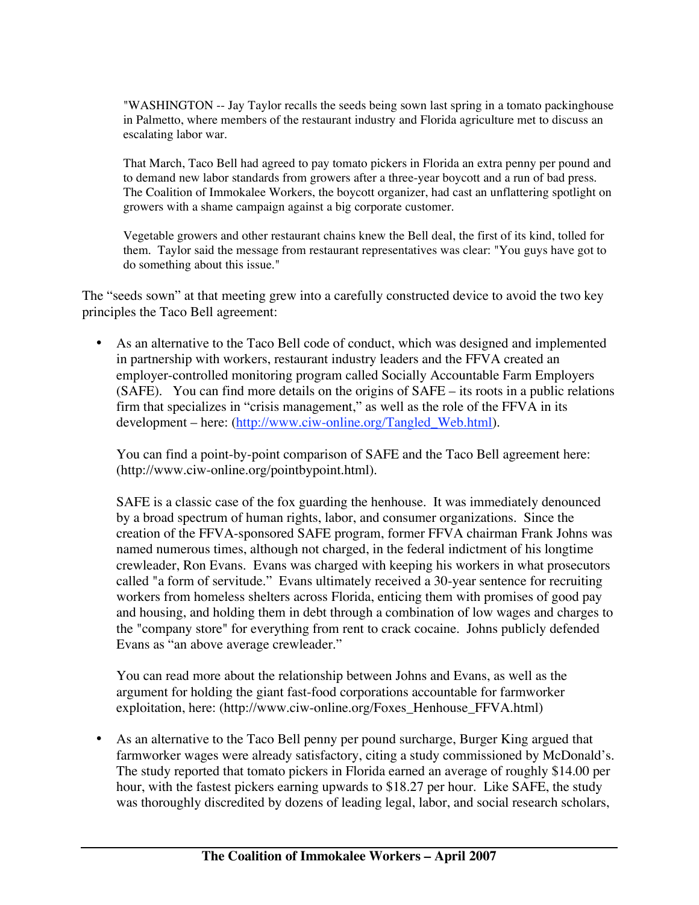> "WASHINGTON -- Jay Taylor recalls the seeds being sown last spring in a tomato packinghouse in Palmetto, where members of the restaurant industry and Florida agriculture met to discuss an escalating labor war.
>
> That March, Taco Bell had agreed to pay tomato pickers in Florida an extra penny per pound and to demand new labor standards from growers after a three-year boycott and a run of bad press. The Coalition of Immokalee Workers, the boycott organizer, had cast an unflattering spotlight on growers with a shame campaign against a big corporate customer.
>
> Vegetable growers and other restaurant chains knew the Bell deal, the first of its kind, tolled for them. Taylor said the message from restaurant representatives was clear: "You guys have got to do something about this issue."

The "seeds sown" at that meeting grew into a carefully constructed device to avoid the two key principles the Taco Bell agreement:

- As an alternative to the Taco Bell code of conduct, which was designed and implemented in partnership with workers, restaurant industry leaders and the FFVA created an employer-controlled monitoring program called Socially Accountable Farm Employers (SAFE). You can find more details on the origins of SAFE – its roots in a public relations firm that specializes in "crisis management," as well as the role of the FFVA in its development – here: ([http://www.ciw-online.org/Tangled_Web.html](http://www.ciw-online.org/Tangled_Web.html)).

  You can find a point-by-point comparison of SAFE and the Taco Bell agreement here: (http://www.ciw-online.org/pointbypoint.html).

  SAFE is a classic case of the fox guarding the henhouse. It was immediately denounced by a broad spectrum of human rights, labor, and consumer organizations. Since the creation of the FFVA-sponsored SAFE program, former FFVA chairman Frank Johns was named numerous times, although not charged, in the federal indictment of his longtime crewleader, Ron Evans. Evans was charged with keeping his workers in what prosecutors called "a form of servitude." Evans ultimately received a 30-year sentence for recruiting workers from homeless shelters across Florida, enticing them with promises of good pay and housing, and holding them in debt through a combination of low wages and charges to the "company store" for everything from rent to crack cocaine. Johns publicly defended Evans as "an above average crewleader."

  You can read more about the relationship between Johns and Evans, as well as the argument for holding the giant fast-food corporations accountable for farmworker exploitation, here: (http://www.ciw-online.org/Foxes_Henhouse_FFVA.html)

- As an alternative to the Taco Bell penny per pound surcharge, Burger King argued that farmworker wages were already satisfactory, citing a study commissioned by McDonald's. The study reported that tomato pickers in Florida earned an average of roughly $14.00 per hour, with the fastest pickers earning upwards to $18.27 per hour. Like SAFE, the study was thoroughly discredited by dozens of leading legal, labor, and social research scholars,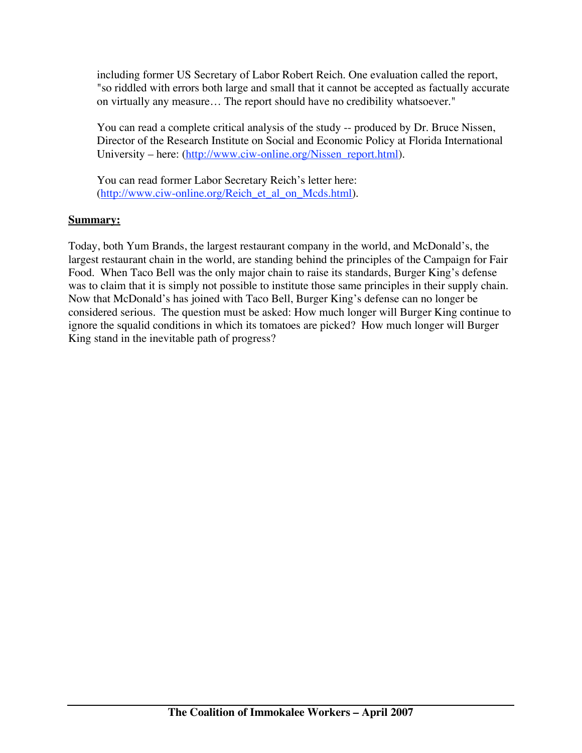including former US Secretary of Labor Robert Reich. One evaluation called the report, "so riddled with errors both large and small that it cannot be accepted as factually accurate on virtually any measure… The report should have no credibility whatsoever."

You can read a complete critical analysis of the study -- produced by Dr. Bruce Nissen, Director of the Research Institute on Social and Economic Policy at Florida International University – here: (http://www.ciw-online.org/Nissen_report.html).

You can read former Labor Secretary Reich's letter here: (http://www.ciw-online.org/Reich_et_al_on_Mcds.html).

**Summary:**

Today, both Yum Brands, the largest restaurant company in the world, and McDonald's, the largest restaurant chain in the world, are standing behind the principles of the Campaign for Fair Food. When Taco Bell was the only major chain to raise its standards, Burger King's defense was to claim that it is simply not possible to institute those same principles in their supply chain. Now that McDonald's has joined with Taco Bell, Burger King's defense can no longer be considered serious. The question must be asked: How much longer will Burger King continue to ignore the squalid conditions in which its tomatoes are picked? How much longer will Burger King stand in the inevitable path of progress?